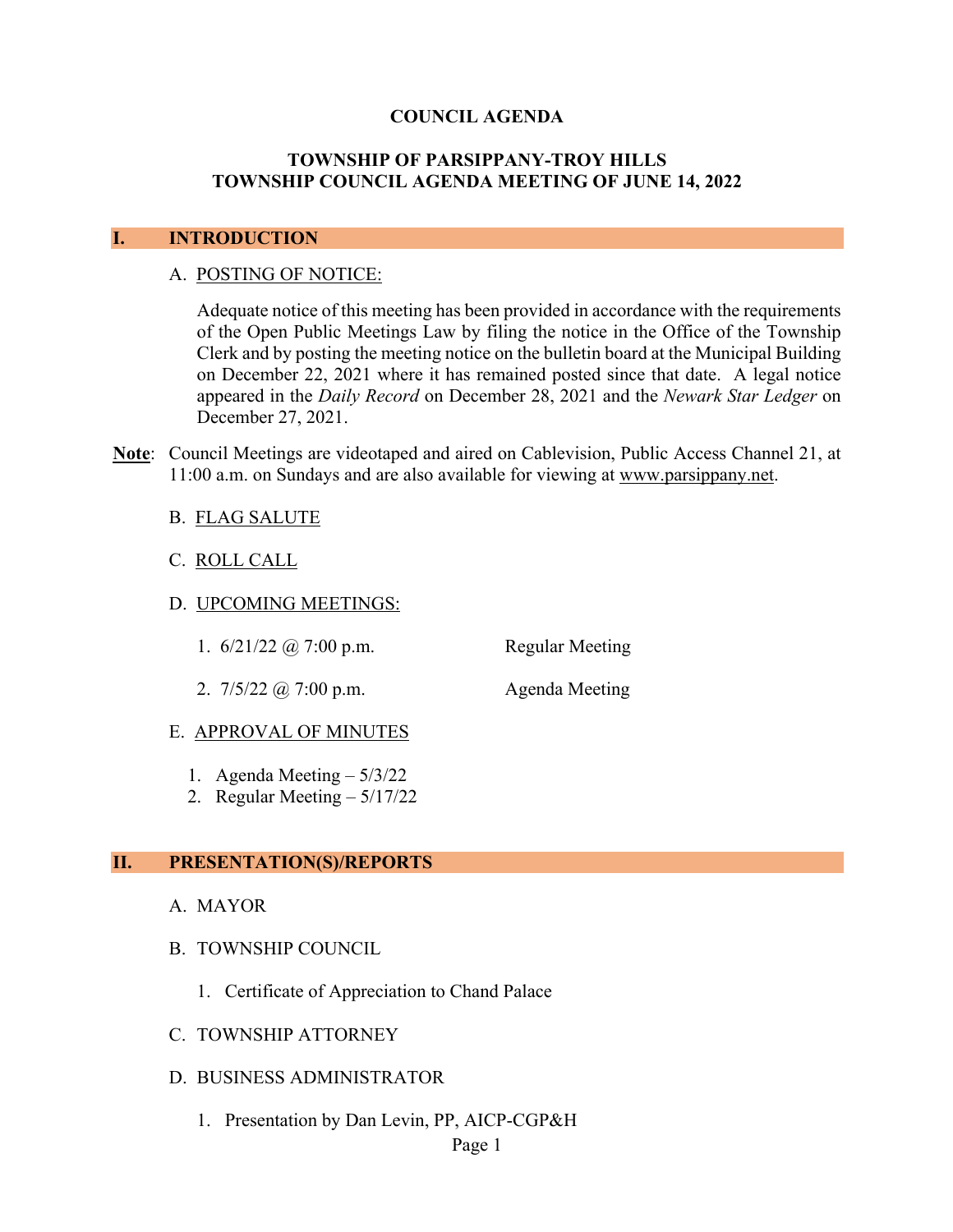**COUNCIL AGENDA**

**TOWNSHIP OF PARSIPPANY-TROY HILLS**
**TOWNSHIP COUNCIL AGENDA MEETING OF JUNE 14, 2022**

## I. INTRODUCTION

A. POSTING OF NOTICE:

Adequate notice of this meeting has been provided in accordance with the requirements of the Open Public Meetings Law by filing the notice in the Office of the Township Clerk and by posting the meeting notice on the bulletin board at the Municipal Building on December 22, 2021 where it has remained posted since that date. A legal notice appeared in the *Daily Record* on December 28, 2021 and the *Newark Star Ledger* on December 27, 2021.

**Note**: Council Meetings are videotaped and aired on Cablevision, Public Access Channel 21, at 11:00 a.m. on Sundays and are also available for viewing at www.parsippany.net.

B. FLAG SALUTE

C. ROLL CALL

D. UPCOMING MEETINGS:

1. 6/21/22 @ 7:00 p.m. Regular Meeting
2. 7/5/22 @ 7:00 p.m. Agenda Meeting

E. APPROVAL OF MINUTES

1. Agenda Meeting – 5/3/22
2. Regular Meeting – 5/17/22

## II. PRESENTATION(S)/REPORTS

A. MAYOR

B. TOWNSHIP COUNCIL

1. Certificate of Appreciation to Chand Palace

C. TOWNSHIP ATTORNEY

D. BUSINESS ADMINISTRATOR

1. Presentation by Dan Levin, PP, AICP-CGP&H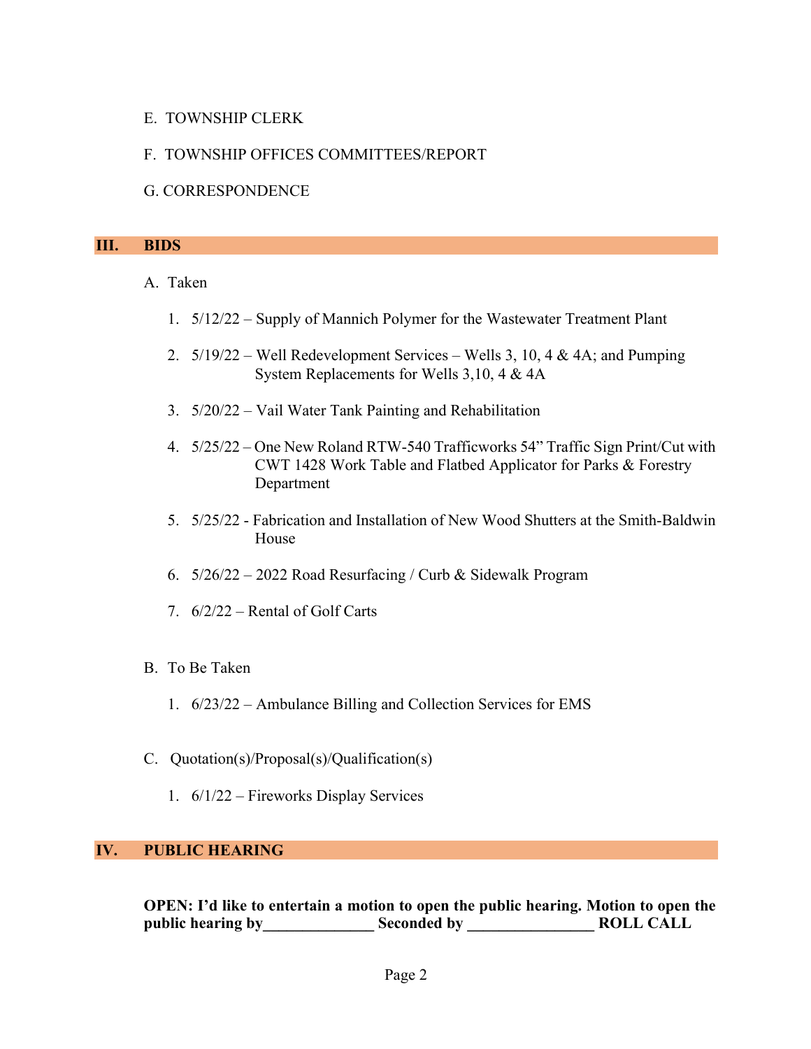E. TOWNSHIP CLERK

F. TOWNSHIP OFFICES COMMITTEES/REPORT

G. CORRESPONDENCE

## III. BIDS

A. Taken

1. 5/12/22 – Supply of Mannich Polymer for the Wastewater Treatment Plant
2. 5/19/22 – Well Redevelopment Services – Wells 3, 10, 4 & 4A; and Pumping System Replacements for Wells 3,10, 4 & 4A
3. 5/20/22 – Vail Water Tank Painting and Rehabilitation
4. 5/25/22 – One New Roland RTW-540 Trafficworks 54" Traffic Sign Print/Cut with CWT 1428 Work Table and Flatbed Applicator for Parks & Forestry Department
5. 5/25/22 - Fabrication and Installation of New Wood Shutters at the Smith-Baldwin House
6. 5/26/22 – 2022 Road Resurfacing / Curb & Sidewalk Program
7. 6/2/22 – Rental of Golf Carts

B. To Be Taken

1. 6/23/22 – Ambulance Billing and Collection Services for EMS

C. Quotation(s)/Proposal(s)/Qualification(s)

1. 6/1/22 – Fireworks Display Services

## IV. PUBLIC HEARING

**OPEN: I'd like to entertain a motion to open the public hearing. Motion to open the public hearing by______________ Seconded by ________________ ROLL CALL**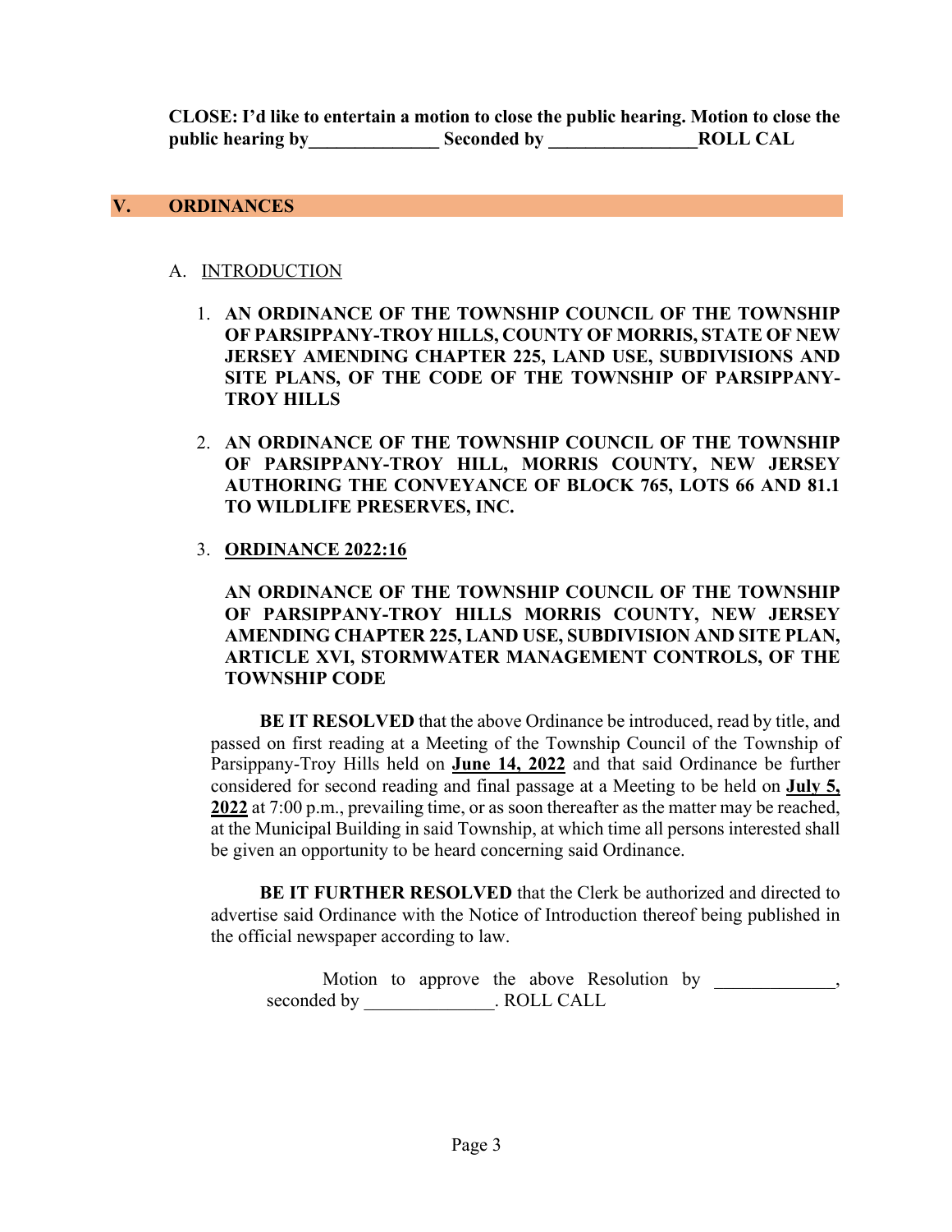**CLOSE: I'd like to entertain a motion to close the public hearing. Motion to close the public hearing by______________ Seconded by ________________ROLL CAL**

## V. ORDINANCES

A. INTRODUCTION

1. **AN ORDINANCE OF THE TOWNSHIP COUNCIL OF THE TOWNSHIP OF PARSIPPANY-TROY HILLS, COUNTY OF MORRIS, STATE OF NEW JERSEY AMENDING CHAPTER 225, LAND USE, SUBDIVISIONS AND SITE PLANS, OF THE CODE OF THE TOWNSHIP OF PARSIPPANY-TROY HILLS**

2. **AN ORDINANCE OF THE TOWNSHIP COUNCIL OF THE TOWNSHIP OF PARSIPPANY-TROY HILL, MORRIS COUNTY, NEW JERSEY AUTHORING THE CONVEYANCE OF BLOCK 765, LOTS 66 AND 81.1 TO WILDLIFE PRESERVES, INC.**

3. **ORDINANCE 2022:16**

   **AN ORDINANCE OF THE TOWNSHIP COUNCIL OF THE TOWNSHIP OF PARSIPPANY-TROY HILLS MORRIS COUNTY, NEW JERSEY AMENDING CHAPTER 225, LAND USE, SUBDIVISION AND SITE PLAN, ARTICLE XVI, STORMWATER MANAGEMENT CONTROLS, OF THE TOWNSHIP CODE**

   **BE IT RESOLVED** that the above Ordinance be introduced, read by title, and passed on first reading at a Meeting of the Township Council of the Township of Parsippany-Troy Hills held on **June 14, 2022** and that said Ordinance be further considered for second reading and final passage at a Meeting to be held on **July 5, 2022** at 7:00 p.m., prevailing time, or as soon thereafter as the matter may be reached, at the Municipal Building in said Township, at which time all persons interested shall be given an opportunity to be heard concerning said Ordinance.

   **BE IT FURTHER RESOLVED** that the Clerk be authorized and directed to advertise said Ordinance with the Notice of Introduction thereof being published in the official newspaper according to law.

   Motion to approve the above Resolution by _____________, seconded by ______________. ROLL CALL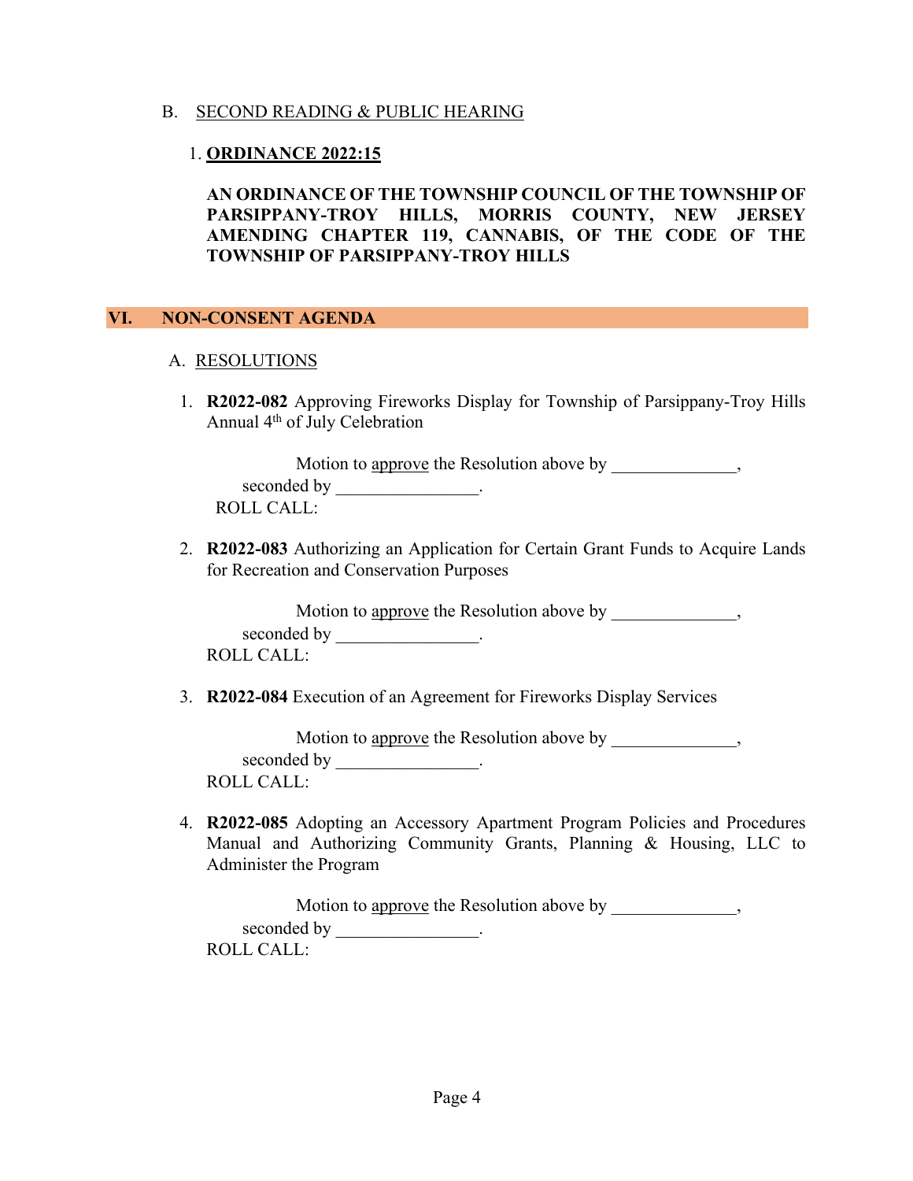B. <u>SECOND READING & PUBLIC HEARING</u>

1. **<u>ORDINANCE 2022:15</u>**

**AN ORDINANCE OF THE TOWNSHIP COUNCIL OF THE TOWNSHIP OF PARSIPPANY-TROY HILLS, MORRIS COUNTY, NEW JERSEY AMENDING CHAPTER 119, CANNABIS, OF THE CODE OF THE TOWNSHIP OF PARSIPPANY-TROY HILLS**

## VI. NON-CONSENT AGENDA

A. <u>RESOLUTIONS</u>

1. **R2022-082** Approving Fireworks Display for Township of Parsippany-Troy Hills Annual 4th of July Celebration

   Motion to <u>approve</u> the Resolution above by ______________, seconded by ________________.
   ROLL CALL:

2. **R2022-083** Authorizing an Application for Certain Grant Funds to Acquire Lands for Recreation and Conservation Purposes

   Motion to <u>approve</u> the Resolution above by ______________, seconded by ________________.
   ROLL CALL:

3. **R2022-084** Execution of an Agreement for Fireworks Display Services

   Motion to <u>approve</u> the Resolution above by ______________, seconded by ________________.
   ROLL CALL:

4. **R2022-085** Adopting an Accessory Apartment Program Policies and Procedures Manual and Authorizing Community Grants, Planning & Housing, LLC to Administer the Program

   Motion to <u>approve</u> the Resolution above by ______________, seconded by ________________.
   ROLL CALL: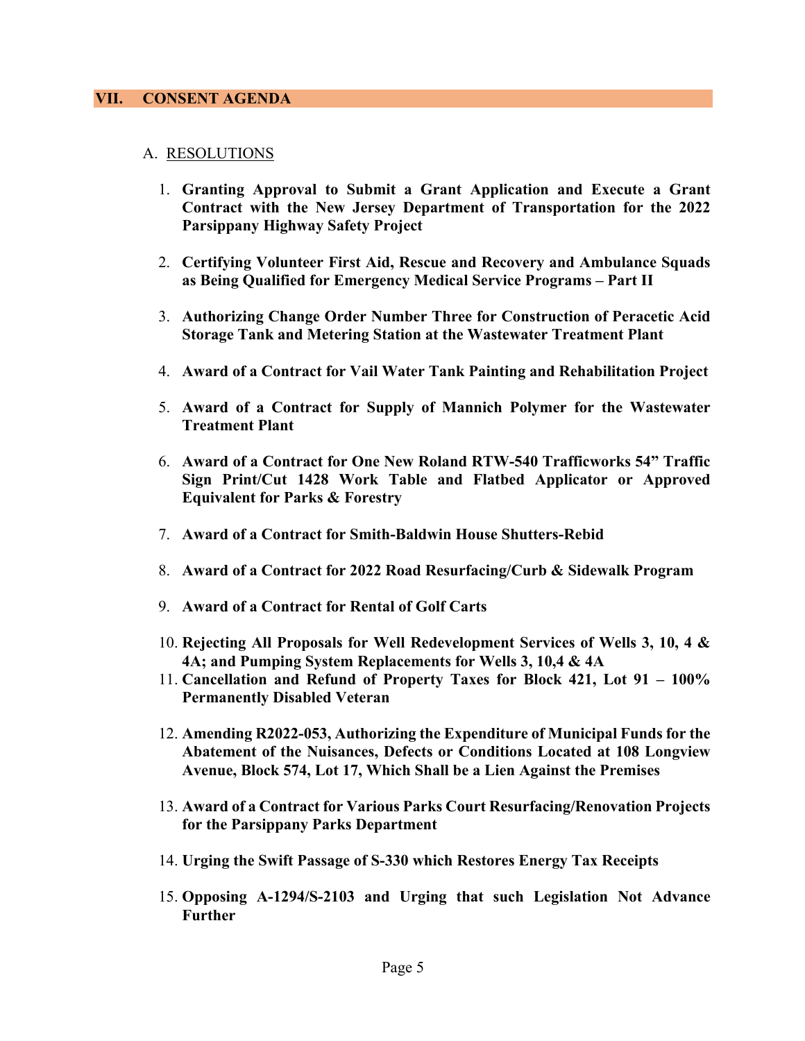## VII. CONSENT AGENDA

### A. RESOLUTIONS

1. **Granting Approval to Submit a Grant Application and Execute a Grant Contract with the New Jersey Department of Transportation for the 2022 Parsippany Highway Safety Project**

2. **Certifying Volunteer First Aid, Rescue and Recovery and Ambulance Squads as Being Qualified for Emergency Medical Service Programs – Part II**

3. **Authorizing Change Order Number Three for Construction of Peracetic Acid Storage Tank and Metering Station at the Wastewater Treatment Plant**

4. **Award of a Contract for Vail Water Tank Painting and Rehabilitation Project**

5. **Award of a Contract for Supply of Mannich Polymer for the Wastewater Treatment Plant**

6. **Award of a Contract for One New Roland RTW-540 Trafficworks 54" Traffic Sign Print/Cut 1428 Work Table and Flatbed Applicator or Approved Equivalent for Parks & Forestry**

7. **Award of a Contract for Smith-Baldwin House Shutters-Rebid**

8. **Award of a Contract for 2022 Road Resurfacing/Curb & Sidewalk Program**

9. **Award of a Contract for Rental of Golf Carts**

10. **Rejecting All Proposals for Well Redevelopment Services of Wells 3, 10, 4 & 4A; and Pumping System Replacements for Wells 3, 10,4 & 4A**

11. **Cancellation and Refund of Property Taxes for Block 421, Lot 91 – 100% Permanently Disabled Veteran**

12. **Amending R2022-053, Authorizing the Expenditure of Municipal Funds for the Abatement of the Nuisances, Defects or Conditions Located at 108 Longview Avenue, Block 574, Lot 17, Which Shall be a Lien Against the Premises**

13. **Award of a Contract for Various Parks Court Resurfacing/Renovation Projects for the Parsippany Parks Department**

14. **Urging the Swift Passage of S-330 which Restores Energy Tax Receipts**

15. **Opposing A-1294/S-2103 and Urging that such Legislation Not Advance Further**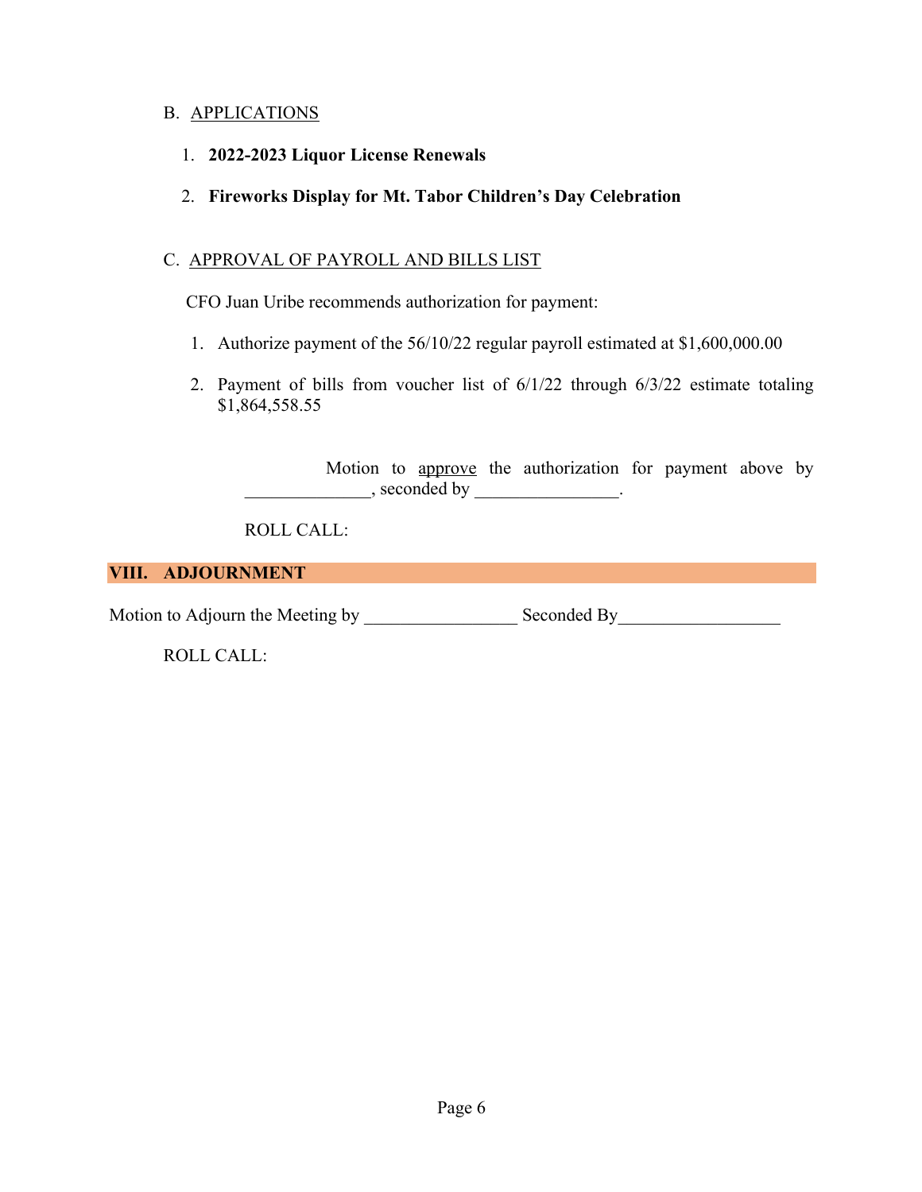B. APPLICATIONS

1. **2022-2023 Liquor License Renewals**

2. **Fireworks Display for Mt. Tabor Children's Day Celebration**

C. APPROVAL OF PAYROLL AND BILLS LIST

CFO Juan Uribe recommends authorization for payment:

1. Authorize payment of the 56/10/22 regular payroll estimated at $1,600,000.00

2. Payment of bills from voucher list of 6/1/22 through 6/3/22 estimate totaling $1,864,558.55

Motion to approve the authorization for payment above by ______________, seconded by ________________.

ROLL CALL:

## VIII. ADJOURNMENT

Motion to Adjourn the Meeting by _________________ Seconded By__________________

ROLL CALL: